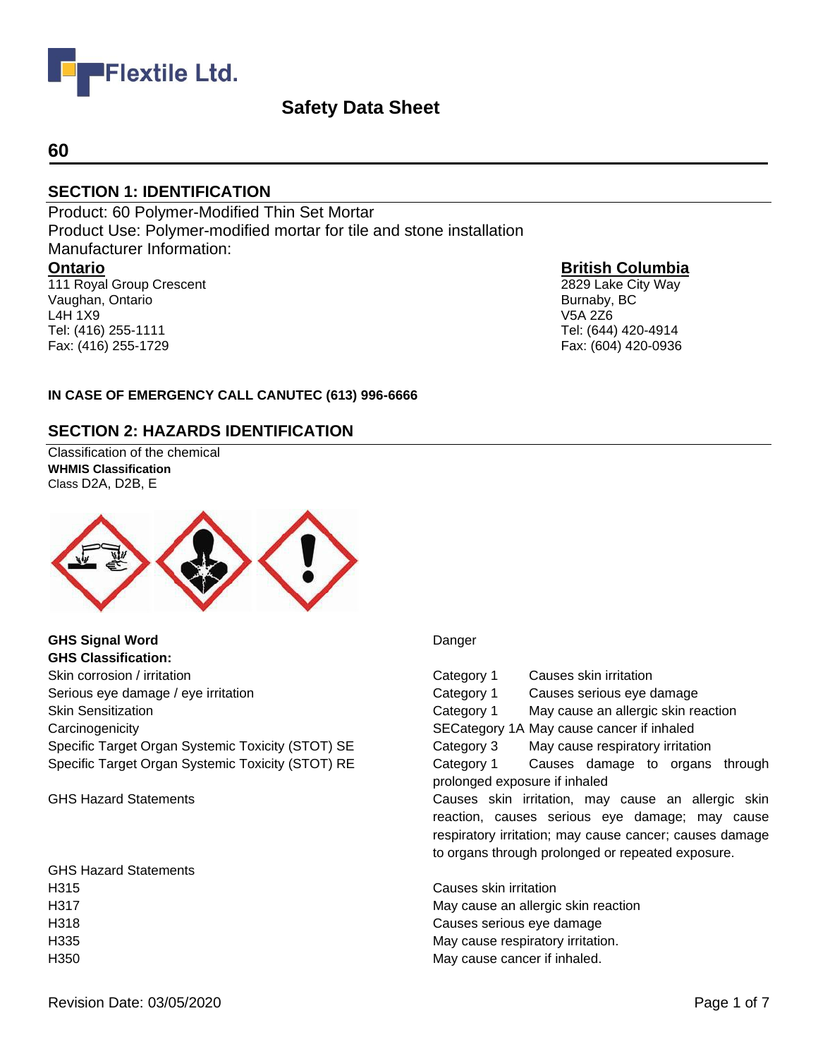Flextile Ltd.

# Safety Data Sheet

## 60

## SECTION 1: IDENTIFICATION

Product: 60 Polymer-Modified Thin Set Mortar
Product Use: Polymer-modified mortar for tile and stone installation
Manufacturer Information:

**Ontario**
111 Royal Group Crescent
Vaughan, Ontario
L4H 1X9
Tel: (416) 255-1111
Fax: (416) 255-1729

**British Columbia**
2829 Lake City Way
Burnaby, BC
V5A 2Z6
Tel: (644) 420-4914
Fax: (604) 420-0936

**IN CASE OF EMERGENCY CALL CANUTEC (613) 996-6666**

## SECTION 2: HAZARDS IDENTIFICATION

Classification of the chemical
**WHMIS Classification**
Class D2A, D2B, E

**GHS Signal Word** Danger

**GHS Classification:**

| | | |
|---|---|---|
| Skin corrosion / irritation | Category 1 | Causes skin irritation |
| Serious eye damage / eye irritation | Category 1 | Causes serious eye damage |
| Skin Sensitization | Category 1 | May cause an allergic skin reaction |
| Carcinogenicity | SECategory 1A | May cause cancer if inhaled |
| Specific Target Organ Systemic Toxicity (STOT) SE | Category 3 | May cause respiratory irritation |
| Specific Target Organ Systemic Toxicity (STOT) RE | Category 1 | Causes damage to organs through prolonged exposure if inhaled |

GHS Hazard Statements: Causes skin irritation, may cause an allergic skin reaction, causes serious eye damage; may cause respiratory irritation; may cause cancer; causes damage to organs through prolonged or repeated exposure.

GHS Hazard Statements

| | |
|---|---|
| H315 | Causes skin irritation |
| H317 | May cause an allergic skin reaction |
| H318 | Causes serious eye damage |
| H335 | May cause respiratory irritation. |
| H350 | May cause cancer if inhaled. |

Revision Date: 03/05/2020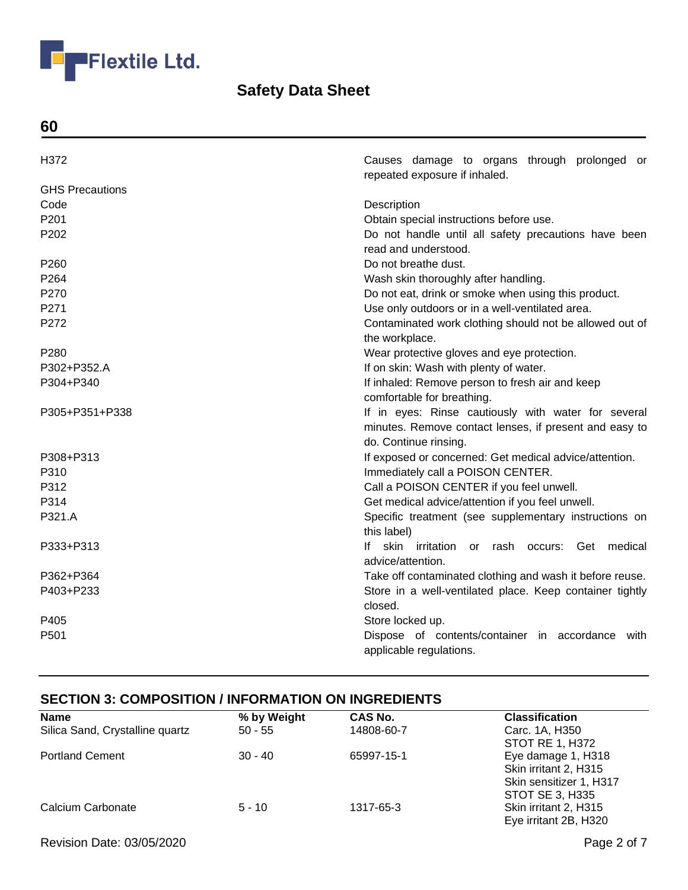| | |
|---|---|
| H372 | Causes damage to organs through prolonged or repeated exposure if inhaled. |

GHS Precautions

| Code | Description |
|---|---|
| P201 | Obtain special instructions before use. |
| P202 | Do not handle until all safety precautions have been read and understood. |
| P260 | Do not breathe dust. |
| P264 | Wash skin thoroughly after handling. |
| P270 | Do not eat, drink or smoke when using this product. |
| P271 | Use only outdoors or in a well-ventilated area. |
| P272 | Contaminated work clothing should not be allowed out of the workplace. |
| P280 | Wear protective gloves and eye protection. |
| P302+P352.A | If on skin: Wash with plenty of water. |
| P304+P340 | If inhaled: Remove person to fresh air and keep comfortable for breathing. |
| P305+P351+P338 | If in eyes: Rinse cautiously with water for several minutes. Remove contact lenses, if present and easy to do. Continue rinsing. |
| P308+P313 | If exposed or concerned: Get medical advice/attention. |
| P310 | Immediately call a POISON CENTER. |
| P312 | Call a POISON CENTER if you feel unwell. |
| P314 | Get medical advice/attention if you feel unwell. |
| P321.A | Specific treatment (see supplementary instructions on this label) |
| P333+P313 | If skin irritation or rash occurs: Get medical advice/attention. |
| P362+P364 | Take off contaminated clothing and wash it before reuse. |
| P403+P233 | Store in a well-ventilated place. Keep container tightly closed. |
| P405 | Store locked up. |
| P501 | Dispose of contents/container in accordance with applicable regulations. |

## SECTION 3: COMPOSITION / INFORMATION ON INGREDIENTS

| Name | % by Weight | CAS No. | Classification |
|---|---|---|---|
| Silica Sand, Crystalline quartz | 50 - 55 | 14808-60-7 | Carc. 1A, H350<br>STOT RE 1, H372 |
| Portland Cement | 30 - 40 | 65997-15-1 | Eye damage 1, H318<br>Skin irritant 2, H315<br>Skin sensitizer 1, H317<br>STOT SE 3, H335 |
| Calcium Carbonate | 5 - 10 | 1317-65-3 | Skin irritant 2, H315<br>Eye irritant 2B, H320 |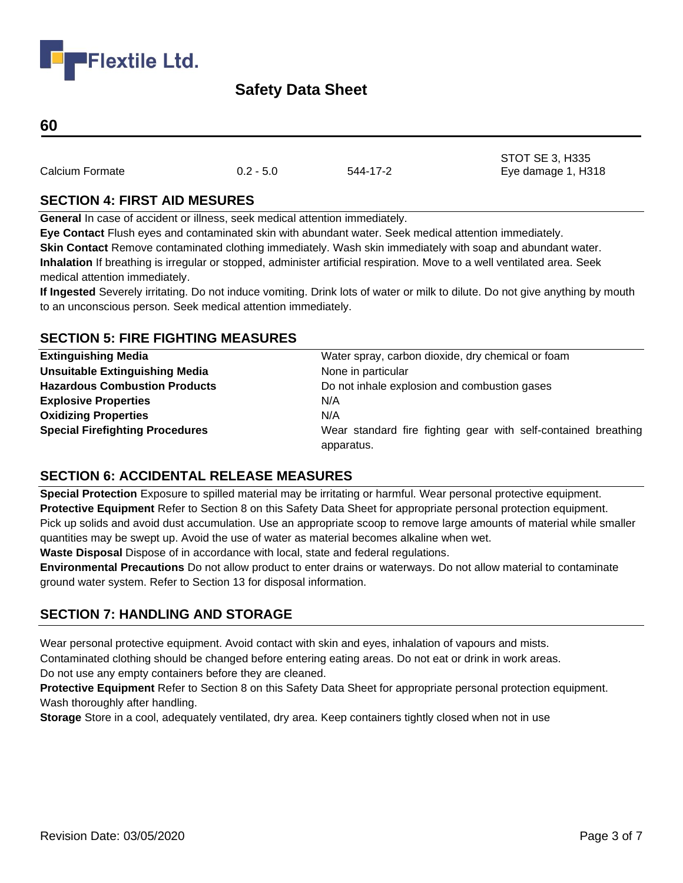**60**

| | | | |
|---|---|---|---|
| Calcium Formate | 0.2 - 5.0 | 544-17-2 | STOT SE 3, H335<br>Eye damage 1, H318 |

## SECTION 4: FIRST AID MESURES

**General** In case of accident or illness, seek medical attention immediately.
**Eye Contact** Flush eyes and contaminated skin with abundant water. Seek medical attention immediately.
**Skin Contact** Remove contaminated clothing immediately. Wash skin immediately with soap and abundant water.
**Inhalation** If breathing is irregular or stopped, administer artificial respiration. Move to a well ventilated area. Seek medical attention immediately.
**If Ingested** Severely irritating. Do not induce vomiting. Drink lots of water or milk to dilute. Do not give anything by mouth to an unconscious person. Seek medical attention immediately.

## SECTION 5: FIRE FIGHTING MEASURES

| | |
|---|---|
| **Extinguishing Media** | Water spray, carbon dioxide, dry chemical or foam |
| **Unsuitable Extinguishing Media** | None in particular |
| **Hazardous Combustion Products** | Do not inhale explosion and combustion gases |
| **Explosive Properties** | N/A |
| **Oxidizing Properties** | N/A |
| **Special Firefighting Procedures** | Wear standard fire fighting gear with self-contained breathing apparatus. |

## SECTION 6: ACCIDENTAL RELEASE MEASURES

**Special Protection** Exposure to spilled material may be irritating or harmful. Wear personal protective equipment.
**Protective Equipment** Refer to Section 8 on this Safety Data Sheet for appropriate personal protection equipment.
Pick up solids and avoid dust accumulation. Use an appropriate scoop to remove large amounts of material while smaller quantities may be swept up. Avoid the use of water as material becomes alkaline when wet.
**Waste Disposal** Dispose of in accordance with local, state and federal regulations.
**Environmental Precautions** Do not allow product to enter drains or waterways. Do not allow material to contaminate ground water system. Refer to Section 13 for disposal information.

## SECTION 7: HANDLING AND STORAGE

Wear personal protective equipment. Avoid contact with skin and eyes, inhalation of vapours and mists.
Contaminated clothing should be changed before entering eating areas. Do not eat or drink in work areas.
Do not use any empty containers before they are cleaned.
**Protective Equipment** Refer to Section 8 on this Safety Data Sheet for appropriate personal protection equipment.
Wash thoroughly after handling.
**Storage** Store in a cool, adequately ventilated, dry area. Keep containers tightly closed when not in use

Revision Date: 03/05/2020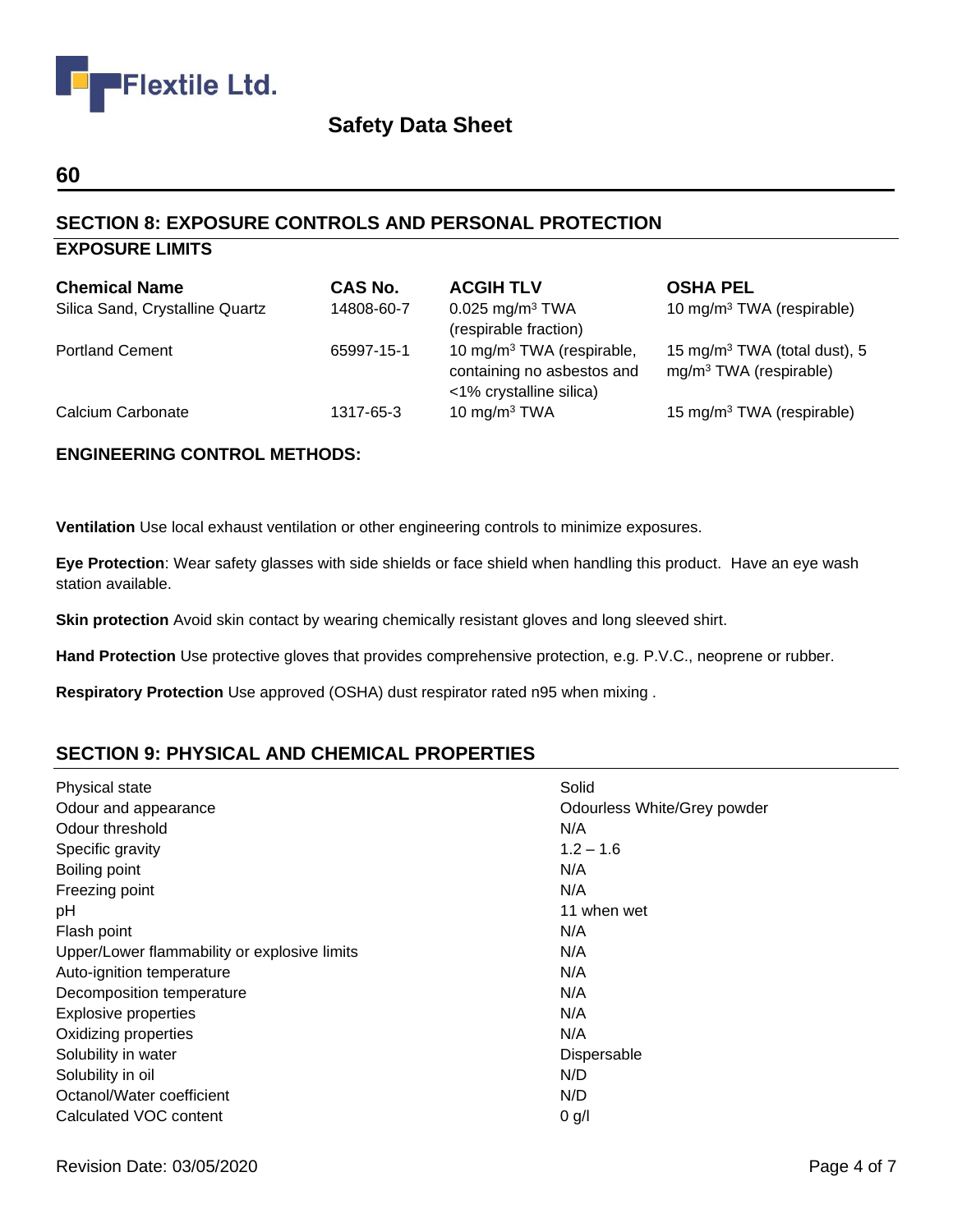Flextile Ltd.

# Safety Data Sheet

**60**

## SECTION 8: EXPOSURE CONTROLS AND PERSONAL PROTECTION

### EXPOSURE LIMITS

| Chemical Name | CAS No. | ACGIH TLV | OSHA PEL |
|---|---|---|---|
| Silica Sand, Crystalline Quartz | 14808-60-7 | 0.025 $mg/m^3$ TWA (respirable fraction) | 10 $mg/m^3$ TWA (respirable) |
| Portland Cement | 65997-15-1 | 10 $mg/m^3$ TWA (respirable, containing no asbestos and <1% crystalline silica) | 15 $mg/m^3$ TWA (total dust), 5 $mg/m^3$ TWA (respirable) |
| Calcium Carbonate | 1317-65-3 | 10 $mg/m^3$ TWA | 15 $mg/m^3$ TWA (respirable) |

### ENGINEERING CONTROL METHODS:

**Ventilation** Use local exhaust ventilation or other engineering controls to minimize exposures.

**Eye Protection**: Wear safety glasses with side shields or face shield when handling this product. Have an eye wash station available.

**Skin protection** Avoid skin contact by wearing chemically resistant gloves and long sleeved shirt.

**Hand Protection** Use protective gloves that provides comprehensive protection, e.g. P.V.C., neoprene or rubber.

**Respiratory Protection** Use approved (OSHA) dust respirator rated n95 when mixing .

## SECTION 9: PHYSICAL AND CHEMICAL PROPERTIES

| | |
|---|---|
| Physical state | Solid |
| Odour and appearance | Odourless White/Grey powder |
| Odour threshold | N/A |
| Specific gravity | 1.2 – 1.6 |
| Boiling point | N/A |
| Freezing point | N/A |
| pH | 11 when wet |
| Flash point | N/A |
| Upper/Lower flammability or explosive limits | N/A |
| Auto-ignition temperature | N/A |
| Decomposition temperature | N/A |
| Explosive properties | N/A |
| Oxidizing properties | N/A |
| Solubility in water | Dispersable |
| Solubility in oil | N/D |
| Octanol/Water coefficient | N/D |
| Calculated VOC content | 0 g/l |

Revision Date: 03/05/2020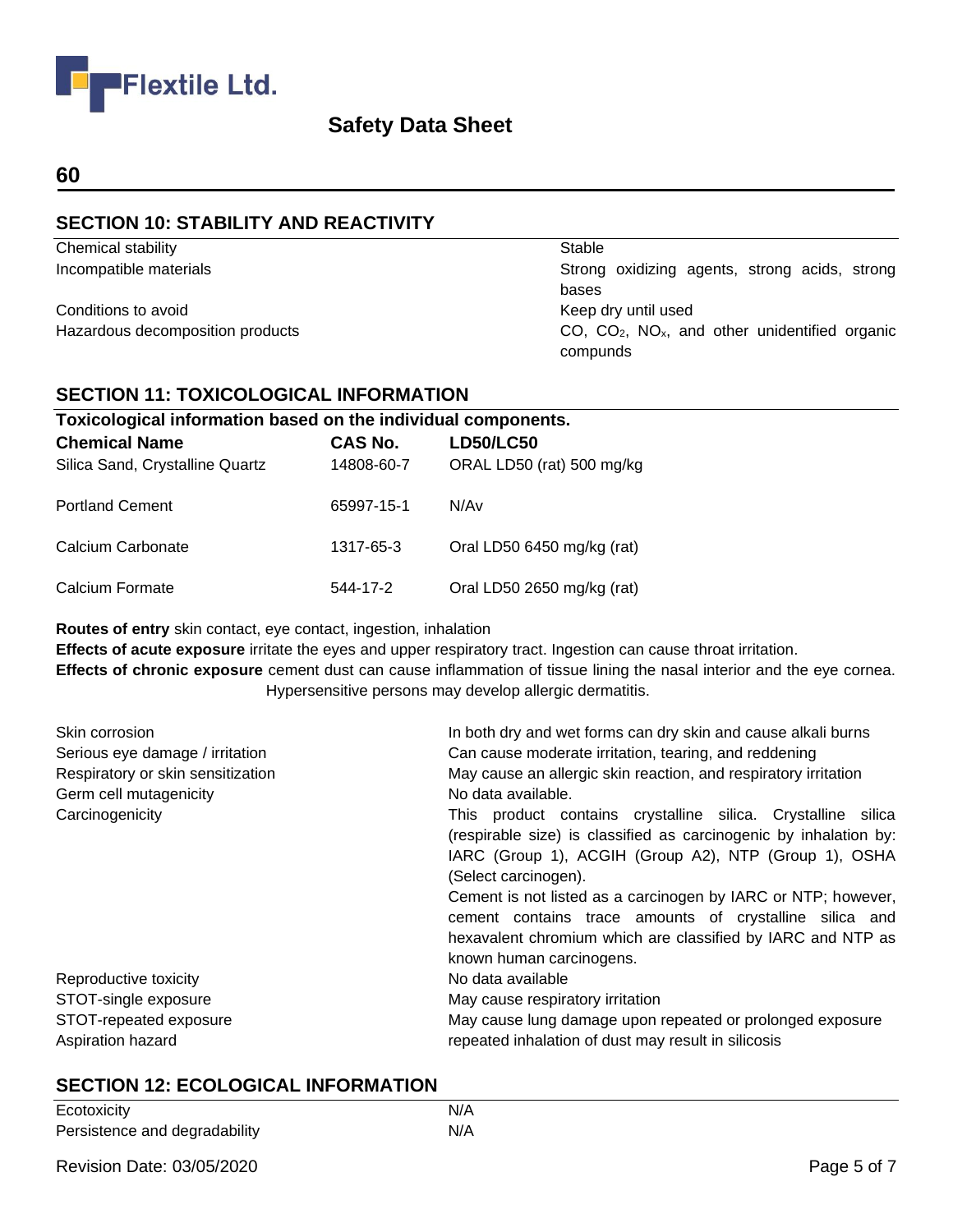# 60

## SECTION 10: STABILITY AND REACTIVITY

| | |
|---|---|
| Chemical stability | Stable |
| Incompatible materials | Strong oxidizing agents, strong acids, strong bases |
| Conditions to avoid | Keep dry until used |
| Hazardous decomposition products | CO, $CO_2$, $NO_x$, and other unidentified organic compunds |

## SECTION 11: TOXICOLOGICAL INFORMATION

**Toxicological information based on the individual components.**

| Chemical Name | CAS No. | LD50/LC50 |
|---|---|---|
| Silica Sand, Crystalline Quartz | 14808-60-7 | ORAL LD50 (rat) 500 mg/kg |
| Portland Cement | 65997-15-1 | N/Av |
| Calcium Carbonate | 1317-65-3 | Oral LD50 6450 mg/kg (rat) |
| Calcium Formate | 544-17-2 | Oral LD50 2650 mg/kg (rat) |

**Routes of entry** skin contact, eye contact, ingestion, inhalation
**Effects of acute exposure** irritate the eyes and upper respiratory tract. Ingestion can cause throat irritation.
**Effects of chronic exposure** cement dust can cause inflammation of tissue lining the nasal interior and the eye cornea. Hypersensitive persons may develop allergic dermatitis.

| | |
|---|---|
| Skin corrosion | In both dry and wet forms can dry skin and cause alkali burns |
| Serious eye damage / irritation | Can cause moderate irritation, tearing, and reddening |
| Respiratory or skin sensitization | May cause an allergic skin reaction, and respiratory irritation |
| Germ cell mutagenicity | No data available. |
| Carcinogenicity | This product contains crystalline silica. Crystalline silica (respirable size) is classified as carcinogenic by inhalation by: IARC (Group 1), ACGIH (Group A2), NTP (Group 1), OSHA (Select carcinogen).<br>Cement is not listed as a carcinogen by IARC or NTP; however, cement contains trace amounts of crystalline silica and hexavalent chromium which are classified by IARC and NTP as known human carcinogens. |
| Reproductive toxicity | No data available |
| STOT-single exposure | May cause respiratory irritation |
| STOT-repeated exposure | May cause lung damage upon repeated or prolonged exposure |
| Aspiration hazard | repeated inhalation of dust may result in silicosis |

## SECTION 12: ECOLOGICAL INFORMATION

| | |
|---|---|
| Ecotoxicity | N/A |
| Persistence and degradability | N/A |

Revision Date: 03/05/2020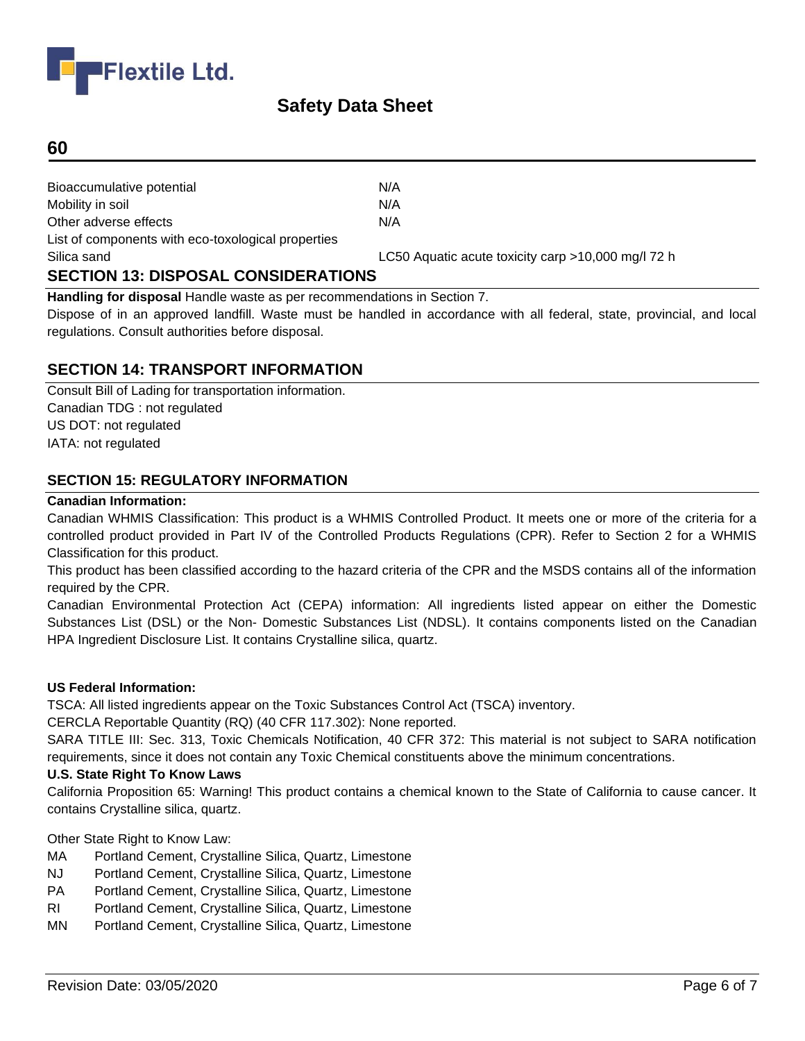| | |
|---|---|
| Bioaccumulative potential | N/A |
| Mobility in soil | N/A |
| Other adverse effects | N/A |
| List of components with eco-toxological properties | |
| Silica sand | LC50 Aquatic acute toxicity carp >10,000 mg/l 72 h |

## SECTION 13: DISPOSAL CONSIDERATIONS

**Handling for disposal** Handle waste as per recommendations in Section 7.

Dispose of in an approved landfill. Waste must be handled in accordance with all federal, state, provincial, and local regulations. Consult authorities before disposal.

## SECTION 14: TRANSPORT INFORMATION

Consult Bill of Lading for transportation information.
Canadian TDG : not regulated
US DOT: not regulated
IATA: not regulated

## SECTION 15: REGULATORY INFORMATION

**Canadian Information:**

Canadian WHMIS Classification: This product is a WHMIS Controlled Product. It meets one or more of the criteria for a controlled product provided in Part IV of the Controlled Products Regulations (CPR). Refer to Section 2 for a WHMIS Classification for this product.

This product has been classified according to the hazard criteria of the CPR and the MSDS contains all of the information required by the CPR.

Canadian Environmental Protection Act (CEPA) information: All ingredients listed appear on either the Domestic Substances List (DSL) or the Non- Domestic Substances List (NDSL). It contains components listed on the Canadian HPA Ingredient Disclosure List. It contains Crystalline silica, quartz.

**US Federal Information:**

TSCA: All listed ingredients appear on the Toxic Substances Control Act (TSCA) inventory.

CERCLA Reportable Quantity (RQ) (40 CFR 117.302): None reported.

SARA TITLE III: Sec. 313, Toxic Chemicals Notification, 40 CFR 372: This material is not subject to SARA notification requirements, since it does not contain any Toxic Chemical constituents above the minimum concentrations.

**U.S. State Right To Know Laws**

California Proposition 65: Warning! This product contains a chemical known to the State of California to cause cancer. It contains Crystalline silica, quartz.

Other State Right to Know Law:

| | |
|---|---|
| MA | Portland Cement, Crystalline Silica, Quartz, Limestone |
| NJ | Portland Cement, Crystalline Silica, Quartz, Limestone |
| PA | Portland Cement, Crystalline Silica, Quartz, Limestone |
| RI | Portland Cement, Crystalline Silica, Quartz, Limestone |
| MN | Portland Cement, Crystalline Silica, Quartz, Limestone |

Revision Date: 03/05/2020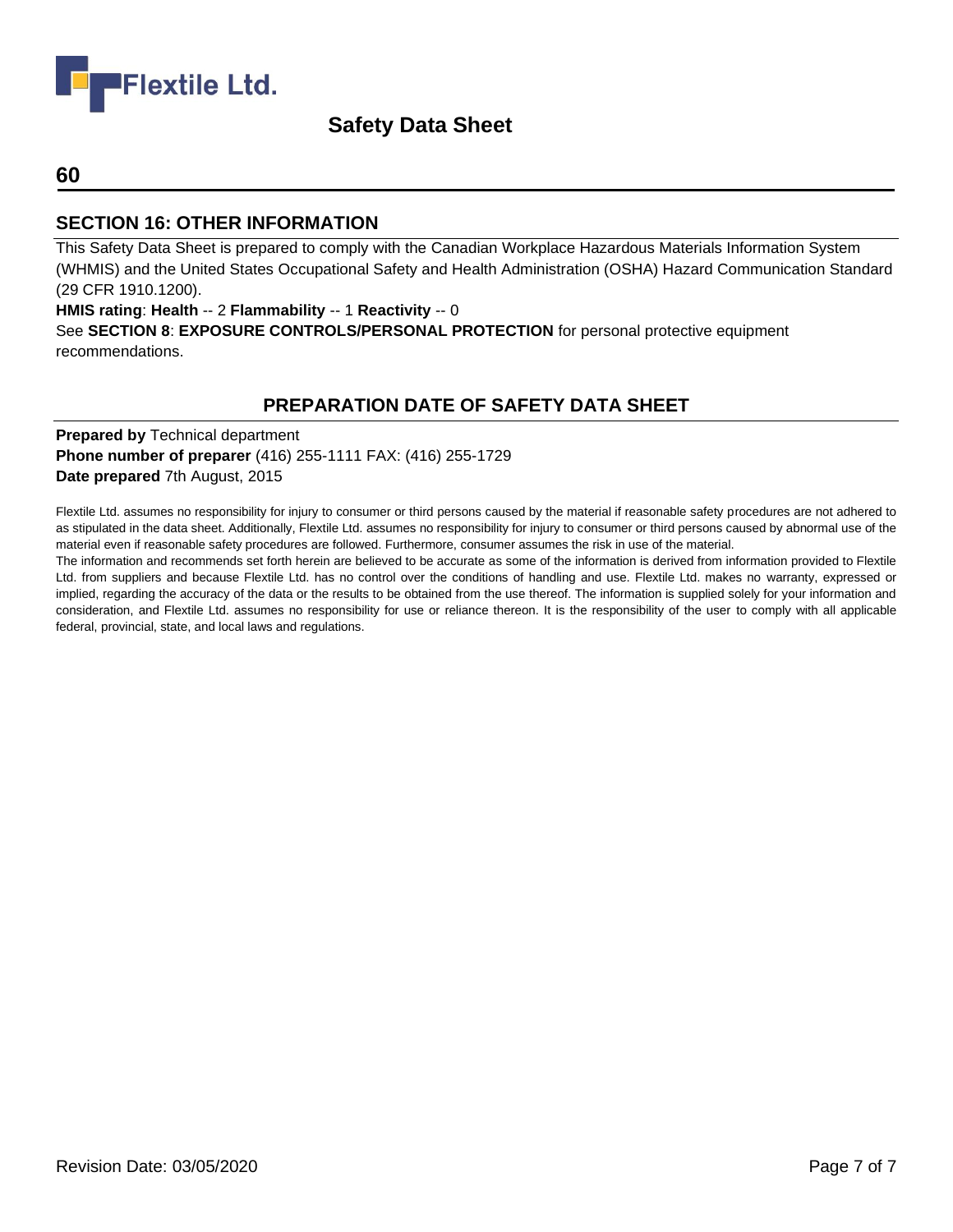## SECTION 16: OTHER INFORMATION

This Safety Data Sheet is prepared to comply with the Canadian Workplace Hazardous Materials Information System (WHMIS) and the United States Occupational Safety and Health Administration (OSHA) Hazard Communication Standard (29 CFR 1910.1200).

**HMIS rating**: **Health** -- 2 **Flammability** -- 1 **Reactivity** -- 0

See **SECTION 8**: **EXPOSURE CONTROLS/PERSONAL PROTECTION** for personal protective equipment recommendations.

## PREPARATION DATE OF SAFETY DATA SHEET

**Prepared by** Technical department
**Phone number of preparer** (416) 255-1111 FAX: (416) 255-1729
**Date prepared** 7th August, 2015

Flextile Ltd. assumes no responsibility for injury to consumer or third persons caused by the material if reasonable safety procedures are not adhered to as stipulated in the data sheet. Additionally, Flextile Ltd. assumes no responsibility for injury to consumer or third persons caused by abnormal use of the material even if reasonable safety procedures are followed. Furthermore, consumer assumes the risk in use of the material.

The information and recommends set forth herein are believed to be accurate as some of the information is derived from information provided to Flextile Ltd. from suppliers and because Flextile Ltd. has no control over the conditions of handling and use. Flextile Ltd. makes no warranty, expressed or implied, regarding the accuracy of the data or the results to be obtained from the use thereof. The information is supplied solely for your information and consideration, and Flextile Ltd. assumes no responsibility for use or reliance thereon. It is the responsibility of the user to comply with all applicable federal, provincial, state, and local laws and regulations.